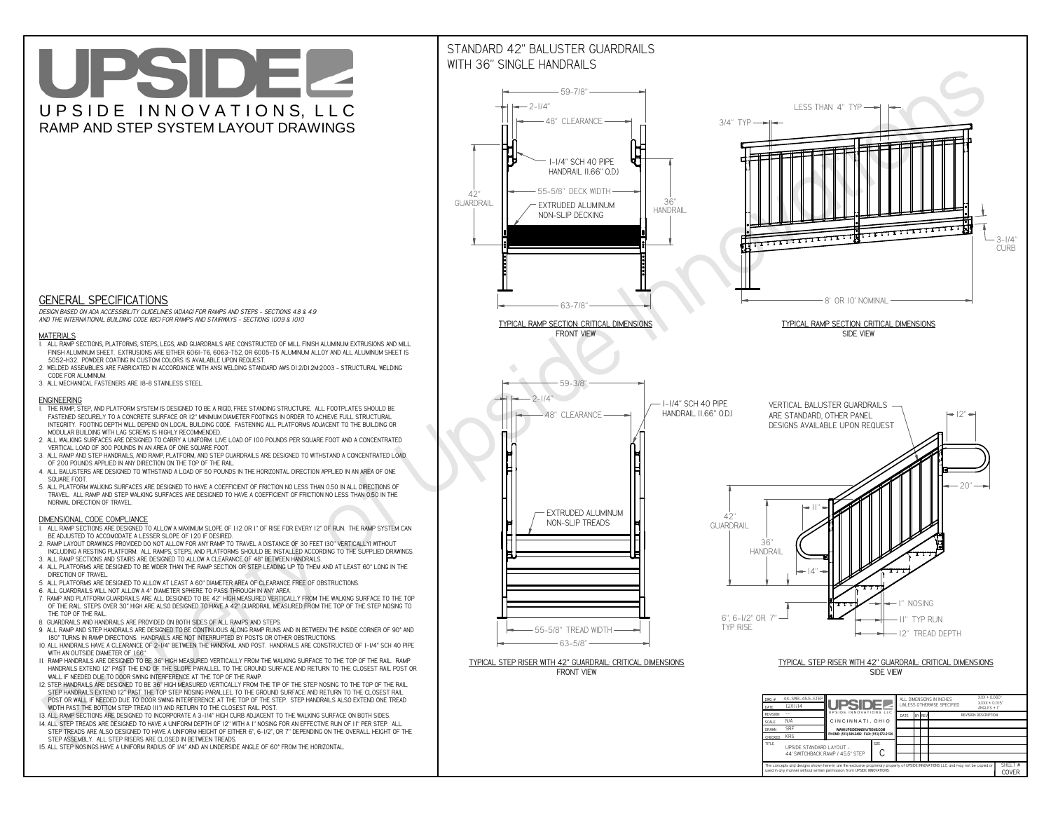# UPSIDE

UPSIDE INNOVATIONS, LLC

RAMP AND STEP SYSTEM LAYOUT DRAWINGS

## GENERAL SPECIFICATIONS

*DESIGN BASED ON ADA ACCESSIBILITY GUIDELINES (ADAAG) FOR RAMPS AND STEPS - SECTIONS 4.8 & 4.9 AND THE INTERNATIONAL BUILDING CODE (IBC) FOR RAMPS AND STAIRWAYS - SECTIONS 1009 & 1010*

### MATERIALS

1. ALL RAMP SECTIONS, PLATFORMS, STEPS, LEGS, AND GUARDRAILS ARE CONSTRUCTED OF MILL FINISH ALUMINUM EXTRUSIONS AND MILL FINISH ALUMINUM SHEET. EXTRUSIONS ARE EITHER 6061-T6, 6063-T52, OR 6005-T5 ALUMINUM ALLOY AND ALL ALUMINUM SHEET IS 5052-H32. POWDER COATING IN CUSTOM COLORS IS AVAILABLE UPON REQUEST.
2. WELDED ASSEMBLIES ARE FABRICATED IN ACCORDANCE WITH ANSI WELDING STANDARD AWS D1.2/D1.2M:2003 - STRUCTURAL WELDING CODE FOR ALUMINUM.
3. ALL MECHANICAL FASTENERS ARE 18-8 STAINLESS STEEL.

### ENGINEERING

1. THE RAMP, STEP, AND PLATFORM SYSTEM IS DESIGNED TO BE A RIGID, FREE STANDING STRUCTURE. ALL FOOTPLATES SHOULD BE FASTENED SECURELY TO A CONCRETE SURFACE OR 12" MINIMUM DIAMETER FOOTINGS IN ORDER TO ACHIEVE FULL STRUCTURAL INTEGRITY. FOOTING DEPTH WILL DEPEND ON LOCAL BUILDING CODE. FASTENING ALL PLATFORMS ADJACENT TO THE BUILDING OR MODULAR BUILDING WITH LAG SCREWS IS HIGHLY RECOMMENDED.
2. ALL WALKING SURFACES ARE DESIGNED TO CARRY A UNIFORM LIVE LOAD OF 100 POUNDS PER SQUARE FOOT AND A CONCENTRATED VERTICAL LOAD OF 300 POUNDS IN AN AREA OF ONE SQUARE FOOT.
3. ALL RAMP AND STEP HANDRAILS, AND RAMP, PLATFORM, AND STEP GUARDRAILS ARE DESIGNED TO WITHSTAND A CONCENTRATED LOAD OF 200 POUNDS APPLIED IN ANY DIRECTION ON THE TOP OF THE RAIL.
4. ALL BALUSTERS ARE DESIGNED TO WITHSTAND A LOAD OF 50 POUNDS IN THE HORIZONTAL DIRECTION APPLIED IN AN AREA OF ONE SQUARE FOOT.
5. ALL PLATFORM WALKING SURFACES ARE DESIGNED TO HAVE A COEFFICIENT OF FRICTION NO LESS THAN 0.50 IN ALL DIRECTIONS OF TRAVEL. ALL RAMP AND STEP WALKING SURFACES ARE DESIGNED TO HAVE A COEFFICIENT OF FRICTION NO LESS THAN 0.50 IN THE NORMAL DIRECTION OF TRAVEL.

### DIMENSIONAL CODE COMPLIANCE

1. ALL RAMP SECTIONS ARE DESIGNED TO ALLOW A MAXIMUM SLOPE OF 1:12 OR 1" OF RISE FOR EVERY 12" OF RUN. THE RAMP SYSTEM CAN BE ADJUSTED TO ACCOMODATE A LESSER SLOPE OF 1:20 IF DESIRED.
2. RAMP LAYOUT DRAWINGS PROVIDED DO NOT ALLOW FOR ANY RAMP TO TRAVEL A DISTANCE OF 30 FEET (30" VERTICALLY) WITHOUT INCLUDING A RESTING PLATFORM. ALL RAMPS, STEPS, AND PLATFORMS SHOULD BE INSTALLED ACCORDING TO THE SUPPLIED DRAWINGS.
3. ALL RAMP SECTIONS AND STAIRS ARE DESIGNED TO ALLOW A CLEARANCE OF 48" BETWEEN HANDRAILS.
4. ALL PLATFORMS ARE DESIGNED TO BE WIDER THAN THE RAMP SECTION OR STEP LEADING UP TO THEM AND AT LEAST 60" LONG IN THE DIRECTION OF TRAVEL.
5. ALL PLATFORMS ARE DESIGNED TO ALLOW AT LEAST A 60" DIAMETER AREA OF CLEARANCE FREE OF OBSTRUCTIONS.
6. ALL GUARDRAILS WILL NOT ALLOW A 4" DIAMETER SPHERE TO PASS THROUGH IN ANY AREA.
7. RAMP AND PLATFORM GUARDRAILS ARE ALL DESIGNED TO BE 42" HIGH MEASURED VERTICALLY FROM THE WALKING SURFACE TO THE TOP OF THE RAIL. STEPS OVER 30" HIGH ARE ALSO DESIGNED TO HAVE A 42" GUARDRAIL MEASURED FROM THE TOP OF THE STEP NOSING TO THE TOP OF THE RAIL.
8. GUARDRAILS AND HANDRAILS ARE PROVIDED ON BOTH SIDES OF ALL RAMPS AND STEPS.
9. ALL RAMP AND STEP HANDRAILS ARE DESIGNED TO BE CONTINUOUS ALONG RAMP RUNS AND IN BETWEEN THE INSIDE CORNER OF 90° AND 180° TURNS IN RAMP DIRECTIONS. HANDRAILS ARE NOT INTERRUPTED BY POSTS OR OTHER OBSTRUCTIONS.
10. ALL HANDRAILS HAVE A CLEARANCE OF 2-1/4" BETWEEN THE HANDRAIL AND POST. HANDRAILS ARE CONSTRUCTED OF 1-1/4" SCH 40 PIPE WITH AN OUTSIDE DIAMETER OF 1.66"
11. RAMP HANDRAILS ARE DESIGNED TO BE 36" HIGH MEASURED VERTICALLY FROM THE WALKING SURFACE TO THE TOP OF THE RAIL. RAMP HANDRAILS EXTEND 12" PAST THE END OF THE SLOPE PARALLEL TO THE GROUND SURFACE AND RETURN TO THE CLOSEST RAIL POST OR WALL IF NEEDED DUE TO DOOR SWING INTERFERENCE AT THE TOP OF THE RAMP.
12. STEP HANDRAILS ARE DESIGNED TO BE 36" HIGH MEASURED VERTICALLY FROM THE TIP OF THE STEP NOSING TO THE TOP OF THE RAIL. STEP HANDRAILS EXTEND 12" PAST THE TOP STEP NOSING PARALLEL TO THE GROUND SURFACE AND RETURN TO THE CLOSEST RAIL POST OR WALL IF NEEDED DUE TO DOOR SWING INTERFERENCE AT THE TOP OF THE STEP. STEP HANDRAILS ALSO EXTEND ONE TREAD WIDTH PAST THE BOTTOM STEP TREAD (11") AND RETURN TO THE CLOSEST RAIL POST.
13. ALL RAMP SECTIONS ARE DESIGNED TO INCORPORATE A 3-1/4" HIGH CURB ADJACENT TO THE WALKING SURFACE ON BOTH SIDES.
14. ALL STEP TREADS ARE DESIGNED TO HAVE A UNIFORM DEPTH OF 12" WITH A 1" NOSING FOR AN EFFECTIVE RUN OF 11" PER STEP. ALL STEP TREADS ARE ALSO DESIGNED TO HAVE A UNIFORM HEIGHT OF EITHER 6", 6-1/2", OR 7" DEPENDING ON THE OVERALL HEIGHT OF THE STEP ASSEMBLY. ALL STEP RISERS ARE CLOSED IN BETWEEN TREADS.
15. ALL STEP NOSINGS HAVE A UNIFORM RADIUS OF 1/4" AND AN UNDERSIDE ANGLE OF 60° FROM THE HORIZONTAL.

## STANDARD 42" BALUSTER GUARDRAILS WITH 36" SINGLE HANDRAILS

59-7/8" · 2-1/4" · 48" CLEARANCE · 1-1/4" SCH 40 PIPE HANDRAIL (1.66" O.D.) · 55-5/8" DECK WIDTH · 42" GUARDRAIL · 36" HANDRAIL · EXTRUDED ALUMINUM NON-SLIP DECKING · 63-7/8"

TYPICAL RAMP SECTION: CRITICAL DIMENSIONS
FRONT VIEW

LESS THAN 4" TYP · 3/4" TYP · 3-1/4" CURB · 8' OR 10' NOMINAL

TYPICAL RAMP SECTION: CRITICAL DIMENSIONS
SIDE VIEW

59-3/8" · 2-1/4" · 48" CLEARANCE · 1-1/4" SCH 40 PIPE HANDRAIL (1.66" O.D.) · EXTRUDED ALUMINUM NON-SLIP TREADS · 55-5/8" TREAD WIDTH · 63-5/8"

TYPICAL STEP RISER WITH 42" GUARDRAIL: CRITICAL DIMENSIONS
FRONT VIEW

VERTICAL BALUSTER GUARDRAILS ARE STANDARD, OTHER PANEL DESIGNS AVAILABLE UPON REQUEST · 12" · 20" · 11" · 42" GUARDRAIL · 36" HANDRAIL · 14" · 1" NOSING · 11" TYP RUN · 12" TREAD DEPTH · 6", 6-1/2" OR 7" TYP RISE

TYPICAL STEP RISER WITH 42" GUARDRAIL: CRITICAL DIMENSIONS
SIDE VIEW

| | | | |
|---|---|---|---|
| DWG # | 44_SWB_45.5_STEP | UPSIDE INNOVATIONS LLC | ALL DIMENSIONS IN INCHES UNLESS OTHERWISE SPECIFIED XXX ± 0.060" XXXX ± 0.015" ANGLES ± 1° |
| DATE | 12/11/14 | CINCINNATI, OHIO | |
| REVISION | --- | WWW.UPSIDEINNOVATIONS.COM PHONE: (513) 889-2492 FAX: (513) 672-2124 | |
| SCALE | N/A | | |
| DRAWN | SRF | | |
| CHECKED | KRS | | |
| TITLE | UPSIDE STANDARD LAYOUT - 44' SWITCHBACK RAMP / 45.5" STEP | SIZE C | SHEET # COVER |

The concepts and designs shown here-in are the exclusive proprietary property of UPSIDE INNOVATIONS LLC and may not be copied or used in any manner without written permission from UPSIDE INNOVATIONS.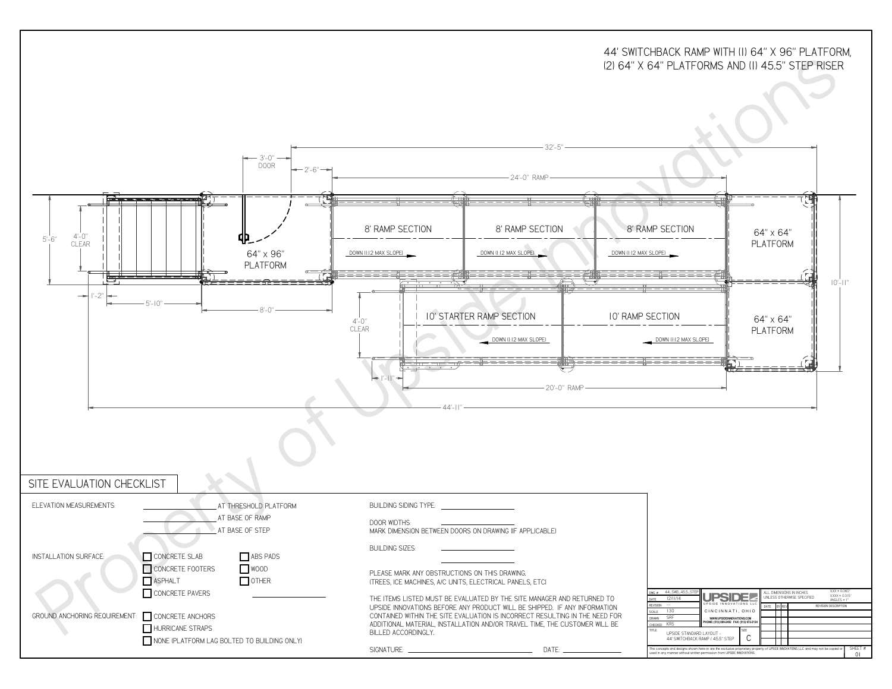# 44' SWITCHBACK RAMP WITH (1) 64" X 96" PLATFORM, (2) 64" X 64" PLATFORMS AND (1) 45.5" STEP RISER

32'-5"

3'-0" DOOR

2'-6"

24'-0" RAMP

5'-6"

4'-0" CLEAR

64" x 96" PLATFORM

8' RAMP SECTION

DOWN (1:12 MAX SLOPE)

8' RAMP SECTION

DOWN (1:12 MAX SLOPE)

8' RAMP SECTION

DOWN (1:12 MAX SLOPE)

64" x 64" PLATFORM

10'-11"

1'-2"

5'-10"

8'-0"

4'-0" CLEAR

10' STARTER RAMP SECTION

DOWN (1:12 MAX SLOPE)

10' RAMP SECTION

DOWN (1:12 MAX SLOPE)

64" x 64" PLATFORM

1'-11"

20'-0" RAMP

44'-11"

## SITE EVALUATION CHECKLIST

ELEVATION MEASUREMENTS: ____________ AT THRESHOLD PLATFORM

____________ AT BASE OF RAMP

____________ AT BASE OF STEP

INSTALLATION SURFACE:

- ☐ CONCRETE SLAB
- ☐ CONCRETE FOOTERS
- ☐ ASPHALT
- ☐ CONCRETE PAVERS
- ☐ ABS PADS
- ☐ WOOD
- ☐ OTHER ____________

GROUND ANCHORING REQUIREMENT:

- ☐ CONCRETE ANCHORS
- ☐ HURRICANE STRAPS
- ☐ NONE (PLATFORM LAG BOLTED TO BUILDING ONLY)

BUILDING SIDING TYPE: ____________

DOOR WIDTHS: ____________

MARK DIMENSION BETWEEN DOORS ON DRAWING (IF APPLICABLE)

BUILDING SIZES: ____________

____________

PLEASE MARK ANY OBSTRUCTIONS ON THIS DRAWING.
(TREES, ICE MACHINES, A/C UNITS, ELECTRICAL PANELS, ETC)

THE ITEMS LISTED MUST BE EVALUATED BY THE SITE MANAGER AND RETURNED TO UPSIDE INNOVATIONS BEFORE ANY PRODUCT WILL BE SHIPPED. IF ANY INFORMATION CONTAINED WITHIN THE SITE EVALUATION IS INCORRECT RESULTING IN THE NEED FOR ADDITIONAL MATERIAL, INSTALLATION AND/OR TRAVEL TIME, THE CUSTOMER WILL BE BILLED ACCORDINGLY.

SIGNATURE: ____________________ DATE: ____________

| | |
|---|---|
| DWG # | 44_SWB_45.5_STEP |
| DATE | 12/11/14 |
| REVISION | --- |
| SCALE | 1:30 |
| DRAWN | SRF |
| CHECKED | KRS |

UPSIDE INNOVATIONS LLC
CINCINNATI, OHIO
WWW.UPSIDEINNOVATIONS.COM
PHONE: (513) 889-2492 FAX: (513) 672-2124

TITLE: UPSIDE STANDARD LAYOUT - 44' SWITCHBACK RAMP / 45.5" STEP

SIZE: C

ALL DIMENSIONS IN INCHES UNLESS OTHERWISE SPECIFIED

XXX ± 0.060"
X.XXX ± 0.015"
ANGLES ± 1°

| DATE | BY | REV | REVISION DESCRIPTION |
|---|---|---|---|
| | | | |

The concepts and designs shown here-in are the exclusive proprietary property of UPSIDE INNOVATIONS LLC and may not be copied or used in any manner without written permission from UPSIDE INNOVATIONS.

SHEET # 01

Property of Upside Innovations